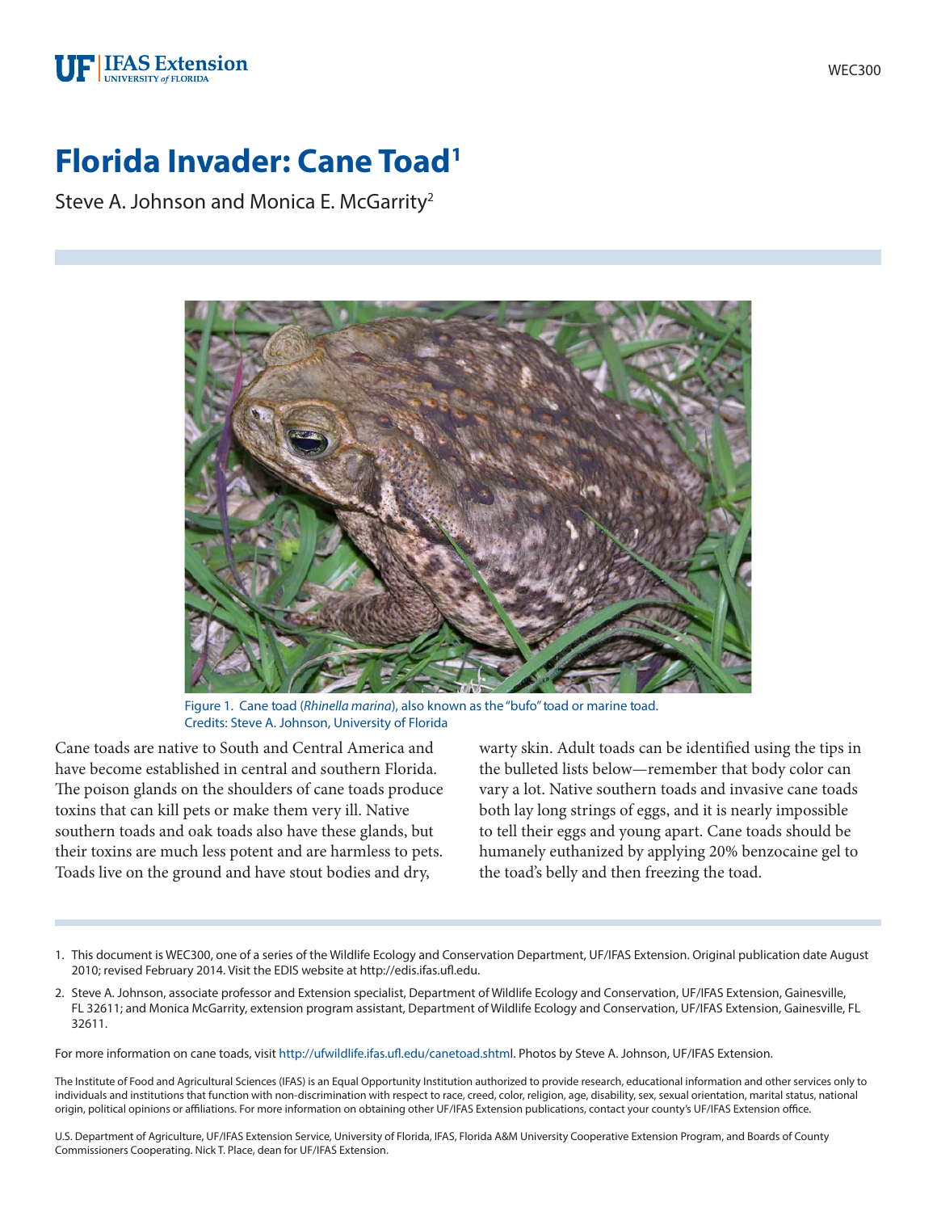# Florida Invader: Cane Toad[1]

Steve A. Johnson and Monica E. McGarrity[2]

Figure 1. Cane toad (*Rhinella marina*), also known as the "bufo" toad or marine toad.
Credits: Steve A. Johnson, University of Florida

Cane toads are native to South and Central America and have become established in central and southern Florida. The poison glands on the shoulders of cane toads produce toxins that can kill pets or make them very ill. Native southern toads and oak toads also have these glands, but their toxins are much less potent and are harmless to pets. Toads live on the ground and have stout bodies and dry, warty skin. Adult toads can be identified using the tips in the bulleted lists below—remember that body color can vary a lot. Native southern toads and invasive cane toads both lay long strings of eggs, and it is nearly impossible to tell their eggs and young apart. Cane toads should be humanely euthanized by applying 20% benzocaine gel to the toad's belly and then freezing the toad.

1. This document is WEC300, one of a series of the Wildlife Ecology and Conservation Department, UF/IFAS Extension. Original publication date August 2010; revised February 2014. Visit the EDIS website at http://edis.ifas.ufl.edu.

2. Steve A. Johnson, associate professor and Extension specialist, Department of Wildlife Ecology and Conservation, UF/IFAS Extension, Gainesville, FL 32611; and Monica McGarrity, extension program assistant, Department of Wildlife Ecology and Conservation, UF/IFAS Extension, Gainesville, FL 32611.

For more information on cane toads, visit http://ufwildlife.ifas.ufl.edu/canetoad.shtml. Photos by Steve A. Johnson, UF/IFAS Extension.

The Institute of Food and Agricultural Sciences (IFAS) is an Equal Opportunity Institution authorized to provide research, educational information and other services only to individuals and institutions that function with non-discrimination with respect to race, creed, color, religion, age, disability, sex, sexual orientation, marital status, national origin, political opinions or affiliations. For more information on obtaining other UF/IFAS Extension publications, contact your county's UF/IFAS Extension office.

U.S. Department of Agriculture, UF/IFAS Extension Service, University of Florida, IFAS, Florida A&M University Cooperative Extension Program, and Boards of County Commissioners Cooperating. Nick T. Place, dean for UF/IFAS Extension.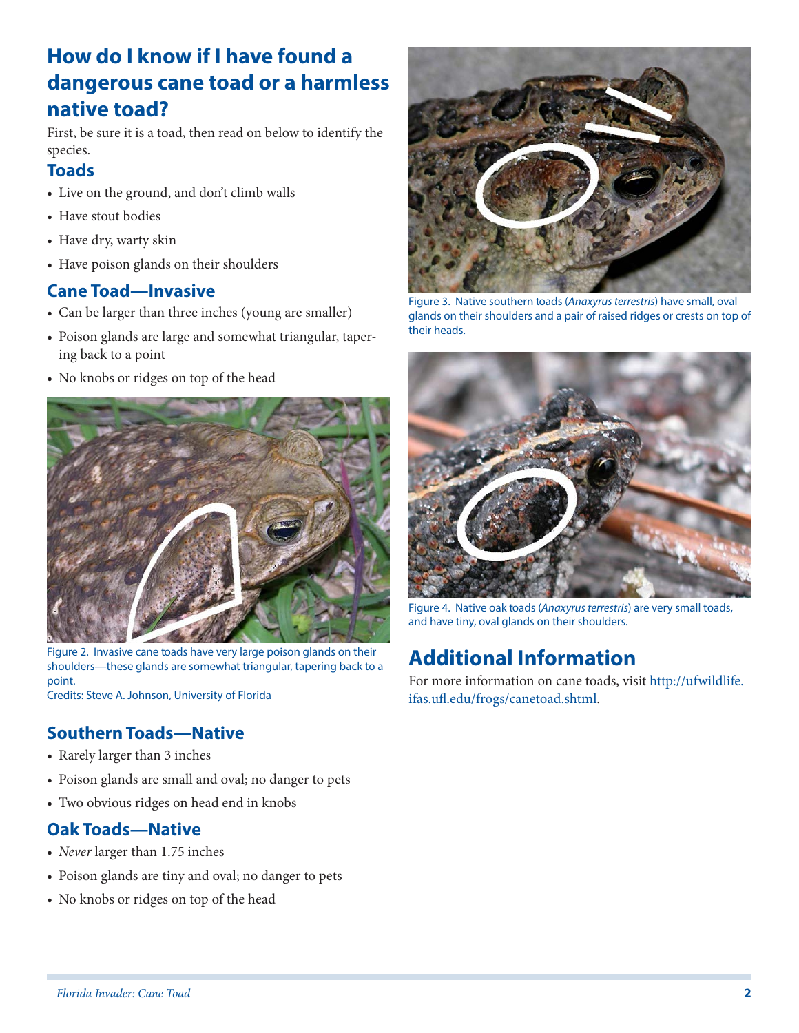## How do I know if I have found a dangerous cane toad or a harmless native toad?

First, be sure it is a toad, then read on below to identify the species.

### Toads

- Live on the ground, and don't climb walls
- Have stout bodies
- Have dry, warty skin
- Have poison glands on their shoulders

### Cane Toad—Invasive

- Can be larger than three inches (young are smaller)
- Poison glands are large and somewhat triangular, tapering back to a point
- No knobs or ridges on top of the head

Figure 2. Invasive cane toads have very large poison glands on their shoulders—these glands are somewhat triangular, tapering back to a point.
Credits: Steve A. Johnson, University of Florida

### Southern Toads—Native

- Rarely larger than 3 inches
- Poison glands are small and oval; no danger to pets
- Two obvious ridges on head end in knobs

### Oak Toads—Native

- *Never* larger than 1.75 inches
- Poison glands are tiny and oval; no danger to pets
- No knobs or ridges on top of the head

Figure 3. Native southern toads (*Anaxyrus terrestris*) have small, oval glands on their shoulders and a pair of raised ridges or crests on top of their heads.

Figure 4. Native oak toads (*Anaxyrus terrestris*) are very small toads, and have tiny, oval glands on their shoulders.

## Additional Information

For more information on cane toads, visit http://ufwildlife.ifas.ufl.edu/frogs/canetoad.shtml.